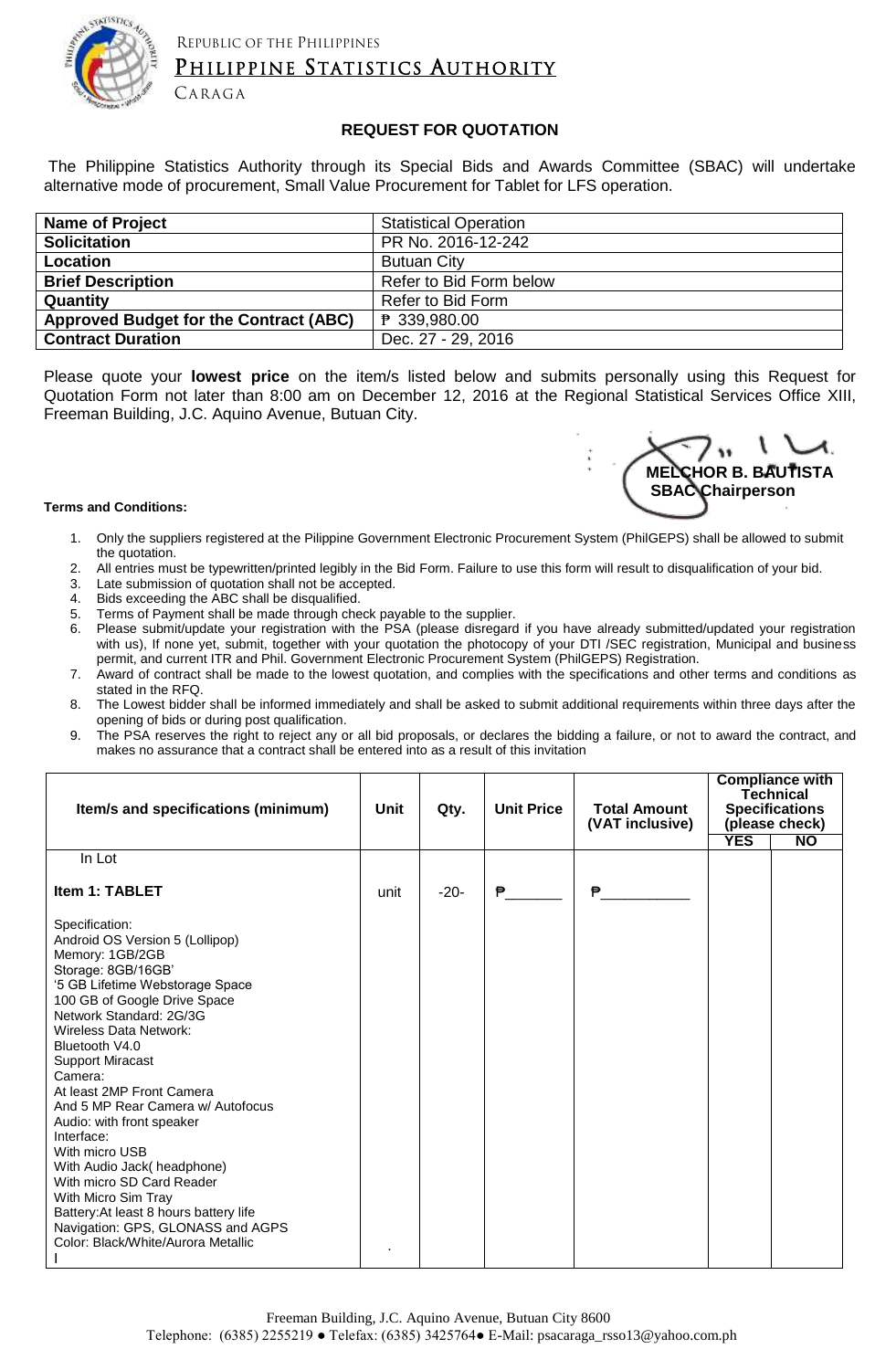Republic of the Philippines

Philippine Statistics Authority

Caraga

## REQUEST FOR QUOTATION

The Philippine Statistics Authority through its Special Bids and Awards Committee (SBAC) will undertake alternative mode of procurement, Small Value Procurement for Tablet for LFS operation.

| **Name of Project** | Statistical Operation |
|---|---|
| **Solicitation** | PR No. 2016-12-242 |
| **Location** | Butuan City |
| **Brief Description** | Refer to Bid Form below |
| **Quantity** | Refer to Bid Form |
| **Approved Budget for the Contract (ABC)** | ₱ 339,980.00 |
| **Contract Duration** | Dec. 27 - 29, 2016 |

Please quote your **lowest price** on the item/s listed below and submits personally using this Request for Quotation Form not later than 8:00 am on December 12, 2016 at the Regional Statistical Services Office XIII, Freeman Building, J.C. Aquino Avenue, Butuan City.

**MELCHOR B. BAUTISTA**
**SBAC Chairperson**

**Terms and Conditions:**

1. Only the suppliers registered at the Pilippine Government Electronic Procurement System (PhilGEPS) shall be allowed to submit the quotation.
2. All entries must be typewritten/printed legibly in the Bid Form. Failure to use this form will result to disqualification of your bid.
3. Late submission of quotation shall not be accepted.
4. Bids exceeding the ABC shall be disqualified.
5. Terms of Payment shall be made through check payable to the supplier.
6. Please submit/update your registration with the PSA (please disregard if you have already submitted/updated your registration with us), If none yet, submit, together with your quotation the photocopy of your DTI /SEC registration, Municipal and business permit, and current ITR and Phil. Government Electronic Procurement System (PhilGEPS) Registration.
7. Award of contract shall be made to the lowest quotation, and complies with the specifications and other terms and conditions as stated in the RFQ.
8. The Lowest bidder shall be informed immediately and shall be asked to submit additional requirements within three days after the opening of bids or during post qualification.
9. The PSA reserves the right to reject any or all bid proposals, or declares the bidding a failure, or not to award the contract, and makes no assurance that a contract shall be entered into as a result of this invitation

| Item/s and specifications (minimum) | Unit | Qty. | Unit Price | Total Amount (VAT inclusive) | Compliance with Technical Specifications (please check) | |
|---|---|---|---|---|---|---|
| | | | | | YES | NO |
| In Lot | | | | | | |
| **Item 1: TABLET** | unit | -20- | ₱_______ | ₱___________ | | |
| Specification:<br>Android OS Version 5 (Lollipop)<br>Memory: 1GB/2GB<br>Storage: 8GB/16GB'<br>'5 GB Lifetime Webstorage Space<br>100 GB of Google Drive Space<br>Network Standard: 2G/3G<br>Wireless Data Network:<br>Bluetooth V4.0<br>Support Miracast<br>Camera:<br>At least 2MP Front Camera<br>And 5 MP Rear Camera w/ Autofocus<br>Audio: with front speaker<br>Interface:<br>With micro USB<br>With Audio Jack( headphone)<br>With micro SD Card Reader<br>With Micro Sim Tray<br>Battery:At least 8 hours battery life<br>Navigation: GPS, GLONASS and AGPS<br>Color: Black/White/Aurora Metallic<br>I | . | | | | | |

Freeman Building, J.C. Aquino Avenue, Butuan City 8600
Telephone: (6385) 2255219 ● Telefax: (6385) 3425764● E-Mail: psacaraga_rsso13@yahoo.com.ph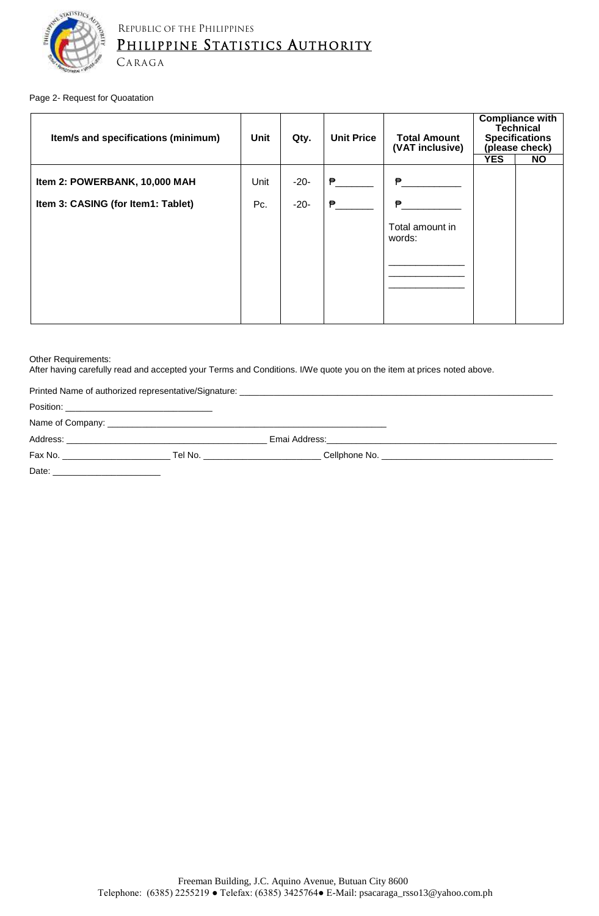REPUBLIC OF THE PHILIPPINES

PHILIPPINE STATISTICS AUTHORITY

CARAGA

Page 2- Request for Quotation

| Item/s and specifications (minimum) | Unit | Qty. | Unit Price | Total Amount (VAT inclusive) | Compliance with Technical Specifications (please check) | |
|---|---|---|---|---|---|---|
| | | | | | YES | NO |
| **Item 2: POWERBANK, 10,000 MAH** | Unit | -20- | ₱_______ | ₱___________ | | |
| **Item 3: CASING (for Item1: Tablet)** | Pc. | -20- | ₱_______ | ₱___________ | | |
| | | | | Total amount in words: ______________ ______________ ______________ | | |

Other Requirements:

After having carefully read and accepted your Terms and Conditions. I/We quote you on the item at prices noted above.

Printed Name of authorized representative/Signature: ___________________________________________________________________

Position: ______________________________

Name of Company: _________________________________________________________

Address: ________________________________________ Emai Address:_______________________________________________

Fax No. ______________________ Tel No. ________________________ Cellphone No. __________________________________

Date: ______________________

Freeman Building, J.C. Aquino Avenue, Butuan City 8600

Telephone: (6385) 2255219 ● Telefax: (6385) 3425764● E-Mail: psacaraga_rsso13@yahoo.com.ph